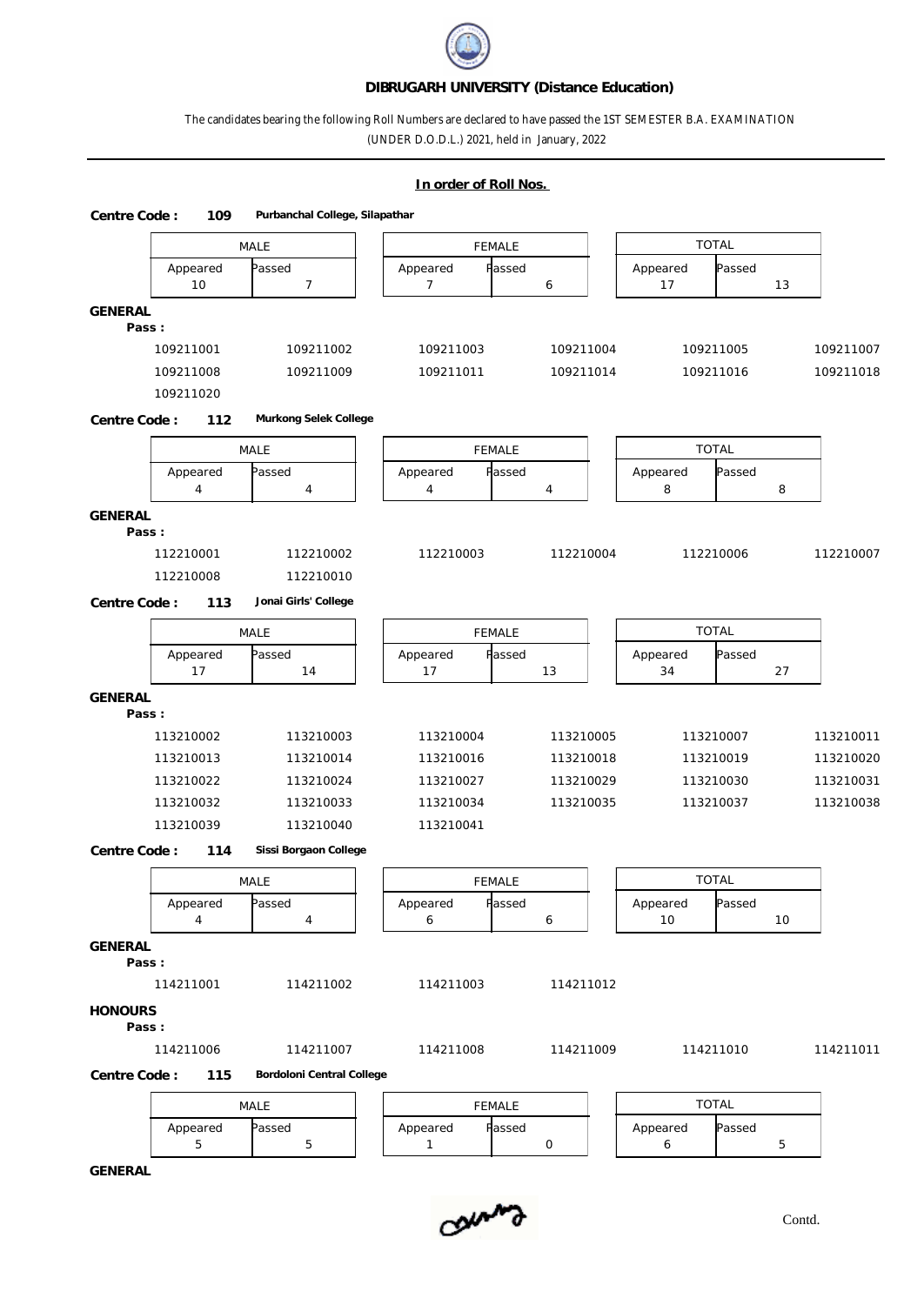## DIBRUGARH UNIVERSITY (Distance Education)

The candidates bearing the following Roll Numbers are declared to have passed the 1ST SEMESTER B.A. EXAMINATION (UNDER D.O.D.L.) 2021, held in January, 2022

**In order of Roll Nos.**

**Centre Code : 109** **Purbanchal College, Silapathar**

| MALE | | FEMALE | | TOTAL | |
|---|---|---|---|---|---|
| Appeared | Passed | Appeared | Passed | Appeared | Passed |
| 10 | 7 | 7 | 6 | 17 | 13 |

**GENERAL**

**Pass :**

109211001 109211002 109211003 109211004 109211005 109211007
109211008 109211009 109211011 109211014 109211016 109211018
109211020

**Centre Code : 112** **Murkong Selek College**

| MALE | | FEMALE | | TOTAL | |
|---|---|---|---|---|---|
| Appeared | Passed | Appeared | Passed | Appeared | Passed |
| 4 | 4 | 4 | 4 | 8 | 8 |

**GENERAL**

**Pass :**

112210001 112210002 112210003 112210004 112210006 112210007
112210008 112210010

**Centre Code : 113** **Jonai Girls' College**

| MALE | | FEMALE | | TOTAL | |
|---|---|---|---|---|---|
| Appeared | Passed | Appeared | Passed | Appeared | Passed |
| 17 | 14 | 17 | 13 | 34 | 27 |

**GENERAL**

**Pass :**

113210002 113210003 113210004 113210005 113210007 113210011
113210013 113210014 113210016 113210018 113210019 113210020
113210022 113210024 113210027 113210029 113210030 113210031
113210032 113210033 113210034 113210035 113210037 113210038
113210039 113210040 113210041

**Centre Code : 114** **Sissi Borgaon College**

| MALE | | FEMALE | | TOTAL | |
|---|---|---|---|---|---|
| Appeared | Passed | Appeared | Passed | Appeared | Passed |
| 4 | 4 | 6 | 6 | 10 | 10 |

**GENERAL**

**Pass :**

114211001 114211002 114211003 114211012

**HONOURS**

**Pass :**

114211006 114211007 114211008 114211009 114211010 114211011

**Centre Code : 115** **Bordoloni Central College**

| MALE | | FEMALE | | TOTAL | |
|---|---|---|---|---|---|
| Appeared | Passed | Appeared | Passed | Appeared | Passed |
| 5 | 5 | 1 | 0 | 6 | 5 |

**GENERAL**

Contd.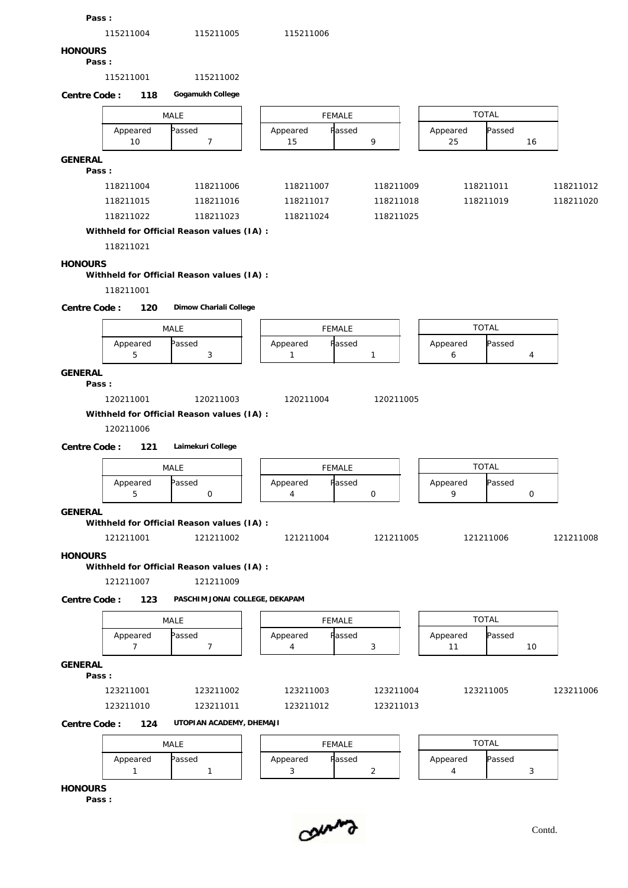**Pass :**

115211004 115211005 115211006

**HONOURS**

**Pass :**

115211001 115211002

**Centre Code : 118 Gogamukh College**

| MALE | | FEMALE | | TOTAL | |
|---|---|---|---|---|---|
| Appeared | Passed | Appeared | Passed | Appeared | Passed |
| 10 | 7 | 15 | 9 | 25 | 16 |

**GENERAL**

**Pass :**

118211004 118211006 118211007 118211009 118211011 118211012
118211015 118211016 118211017 118211018 118211019 118211020
118211022 118211023 118211024 118211025

**Withheld for Official Reason values (IA) :**

118211021

**HONOURS**

**Withheld for Official Reason values (IA) :**

118211001

**Centre Code : 120 Dimow Chariali College**

| MALE | | FEMALE | | TOTAL | |
|---|---|---|---|---|---|
| Appeared | Passed | Appeared | Passed | Appeared | Passed |
| 5 | 3 | 1 | 1 | 6 | 4 |

**GENERAL**

**Pass :**

120211001 120211003 120211004 120211005

**Withheld for Official Reason values (IA) :**

120211006

**Centre Code : 121 Laimekuri College**

| MALE | | FEMALE | | TOTAL | |
|---|---|---|---|---|---|
| Appeared | Passed | Appeared | Passed | Appeared | Passed |
| 5 | 0 | 4 | 0 | 9 | 0 |

**GENERAL**

**Withheld for Official Reason values (IA) :**

121211001 121211002 121211004 121211005 121211006 121211008

**HONOURS**

**Withheld for Official Reason values (IA) :**

121211007 121211009

**Centre Code : 123 PASCHIM JONAI COLLEGE, DEKAPAM**

| MALE | | FEMALE | | TOTAL | |
|---|---|---|---|---|---|
| Appeared | Passed | Appeared | Passed | Appeared | Passed |
| 7 | 7 | 4 | 3 | 11 | 10 |

**GENERAL**

**Pass :**

123211001 123211002 123211003 123211004 123211005 123211006
123211010 123211011 123211012 123211013

**Centre Code : 124 UTOPIAN ACADEMY, DHEMAJI**

| MALE | | FEMALE | | TOTAL | |
|---|---|---|---|---|---|
| Appeared | Passed | Appeared | Passed | Appeared | Passed |
| 1 | 1 | 3 | 2 | 4 | 3 |

**HONOURS**

**Pass :**

Contd.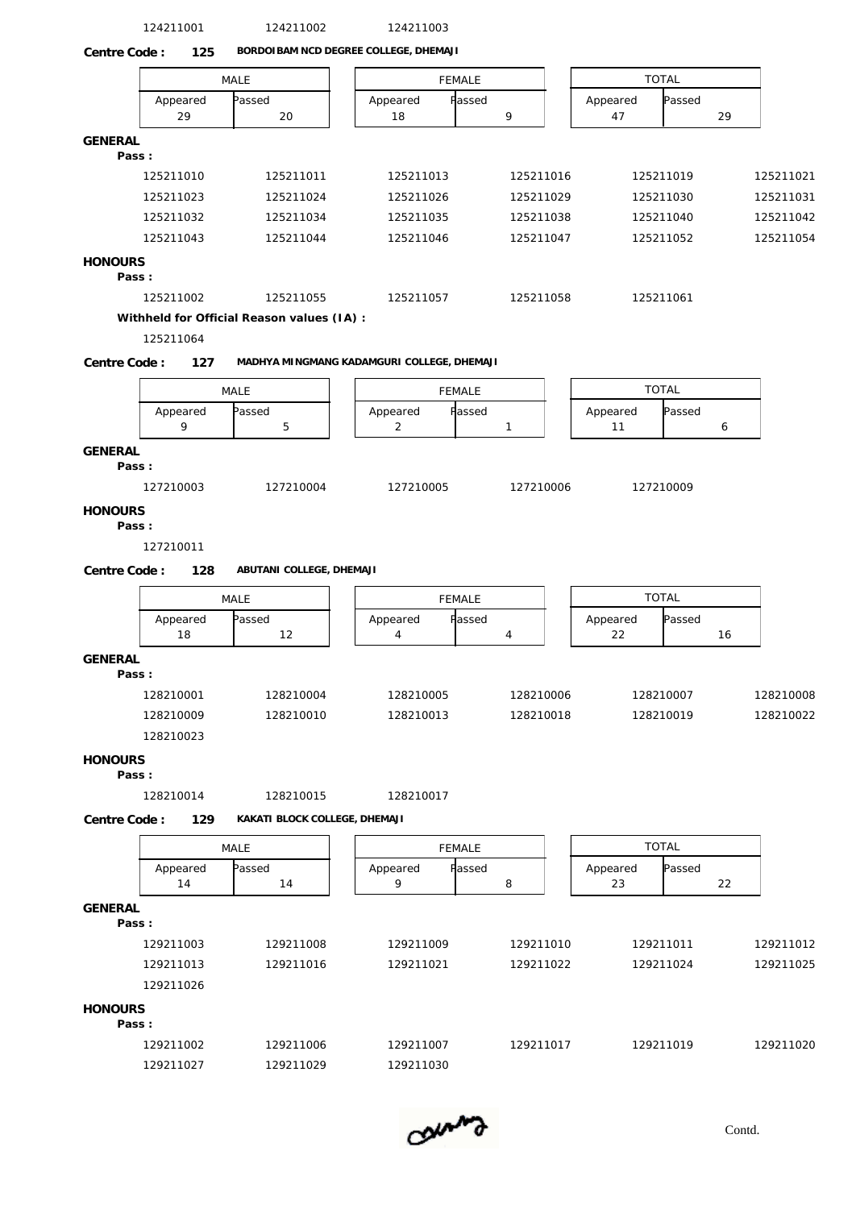124211001 124211002 124211003

**Centre Code : 125** **BORDOIBAM NCD DEGREE COLLEGE, DHEMAJI**

| MALE | | FEMALE | | TOTAL | |
|---|---|---|---|---|---|
| Appeared | Passed | Appeared | Passed | Appeared | Passed |
| 29 | 20 | 18 | 9 | 47 | 29 |

**GENERAL**

**Pass :**

125211010 125211011 125211013 125211016 125211019 125211021
125211023 125211024 125211026 125211029 125211030 125211031
125211032 125211034 125211035 125211038 125211040 125211042
125211043 125211044 125211046 125211047 125211052 125211054

**HONOURS**

**Pass :**

125211002 125211055 125211057 125211058 125211061

**Withheld for Official Reason values (IA) :**

125211064

**Centre Code : 127** **MADHYA MINGMANG KADAMGURI COLLEGE, DHEMAJI**

| MALE | | FEMALE | | TOTAL | |
|---|---|---|---|---|---|
| Appeared | Passed | Appeared | Passed | Appeared | Passed |
| 9 | 5 | 2 | 1 | 11 | 6 |

**GENERAL**

**Pass :**

127210003 127210004 127210005 127210006 127210009

**HONOURS**

**Pass :**

127210011

**Centre Code : 128** **ABUTANI COLLEGE, DHEMAJI**

| MALE | | FEMALE | | TOTAL | |
|---|---|---|---|---|---|
| Appeared | Passed | Appeared | Passed | Appeared | Passed |
| 18 | 12 | 4 | 4 | 22 | 16 |

**GENERAL**

**Pass :**

128210001 128210004 128210005 128210006 128210007 128210008
128210009 128210010 128210013 128210018 128210019 128210022
128210023

**HONOURS**

**Pass :**

128210014 128210015 128210017

**Centre Code : 129** **KAKATI BLOCK COLLEGE, DHEMAJI**

| MALE | | FEMALE | | TOTAL | |
|---|---|---|---|---|---|
| Appeared | Passed | Appeared | Passed | Appeared | Passed |
| 14 | 14 | 9 | 8 | 23 | 22 |

**GENERAL**

**Pass :**

129211003 129211008 129211009 129211010 129211011 129211012
129211013 129211016 129211021 129211022 129211024 129211025
129211026

**HONOURS**

**Pass :**

129211002 129211006 129211007 129211017 129211019 129211020
129211027 129211029 129211030

Contd.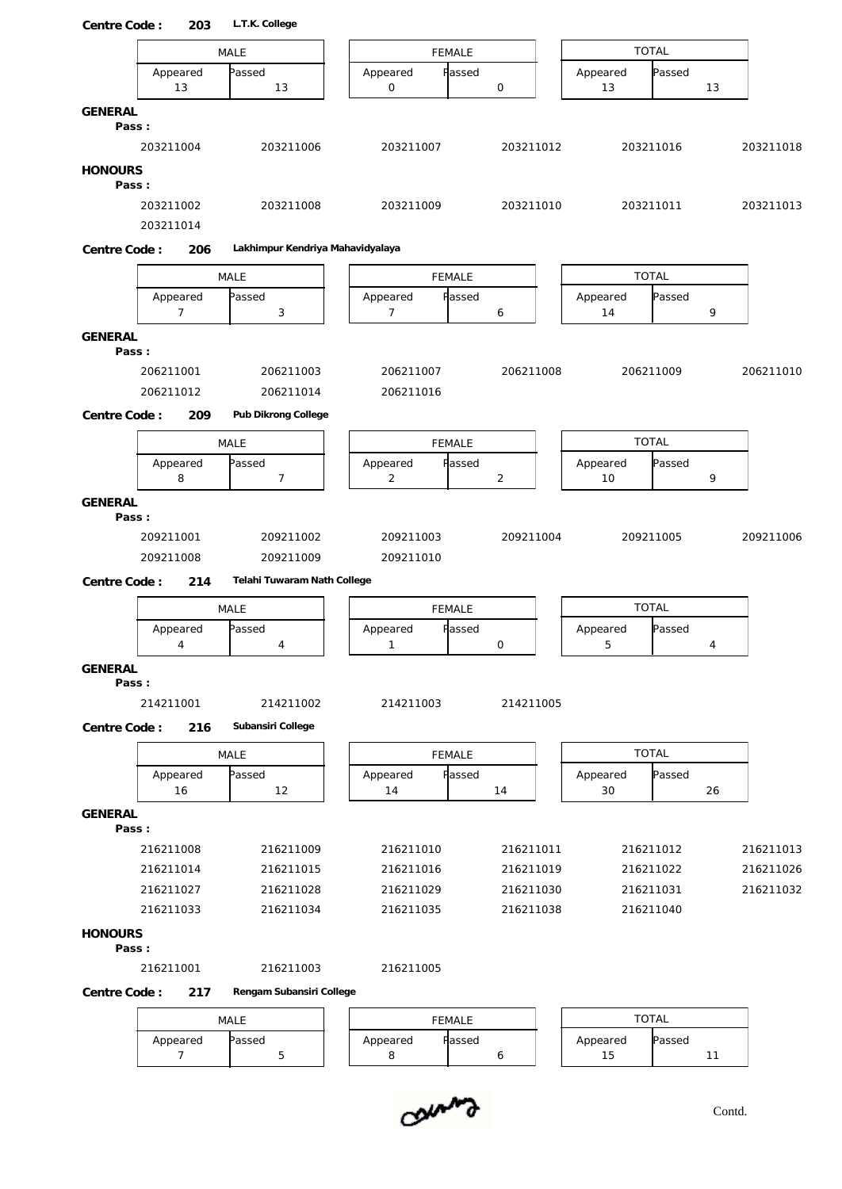**Centre Code : 203** **L.T.K. College**

| MALE | | FEMALE | | TOTAL | |
|---|---|---|---|---|---|
| Appeared | Passed | Appeared | Passed | Appeared | Passed |
| 13 | 13 | 0 | 0 | 13 | 13 |

**GENERAL**

**Pass :**

203211004 203211006 203211007 203211012 203211016 203211018

**HONOURS**

**Pass :**

203211002 203211008 203211009 203211010 203211011 203211013
203211014

**Centre Code : 206** **Lakhimpur Kendriya Mahavidyalaya**

| MALE | | FEMALE | | TOTAL | |
|---|---|---|---|---|---|
| Appeared | Passed | Appeared | Passed | Appeared | Passed |
| 7 | 3 | 7 | 6 | 14 | 9 |

**GENERAL**

**Pass :**

206211001 206211003 206211007 206211008 206211009 206211010
206211012 206211014 206211016

**Centre Code : 209** **Pub Dikrong College**

| MALE | | FEMALE | | TOTAL | |
|---|---|---|---|---|---|
| Appeared | Passed | Appeared | Passed | Appeared | Passed |
| 8 | 7 | 2 | 2 | 10 | 9 |

**GENERAL**

**Pass :**

209211001 209211002 209211003 209211004 209211005 209211006
209211008 209211009 209211010

**Centre Code : 214** **Telahi Tuwaram Nath College**

| MALE | | FEMALE | | TOTAL | |
|---|---|---|---|---|---|
| Appeared | Passed | Appeared | Passed | Appeared | Passed |
| 4 | 4 | 1 | 0 | 5 | 4 |

**GENERAL**

**Pass :**

214211001 214211002 214211003 214211005

**Centre Code : 216** **Subansiri College**

| MALE | | FEMALE | | TOTAL | |
|---|---|---|---|---|---|
| Appeared | Passed | Appeared | Passed | Appeared | Passed |
| 16 | 12 | 14 | 14 | 30 | 26 |

**GENERAL**

**Pass :**

216211008 216211009 216211010 216211011 216211012 216211013
216211014 216211015 216211016 216211019 216211022 216211026
216211027 216211028 216211029 216211030 216211031 216211032
216211033 216211034 216211035 216211038 216211040

**HONOURS**

**Pass :**

216211001 216211003 216211005

**Centre Code : 217** **Rengam Subansiri College**

| MALE | | FEMALE | | TOTAL | |
|---|---|---|---|---|---|
| Appeared | Passed | Appeared | Passed | Appeared | Passed |
| 7 | 5 | 8 | 6 | 15 | 11 |

Contd.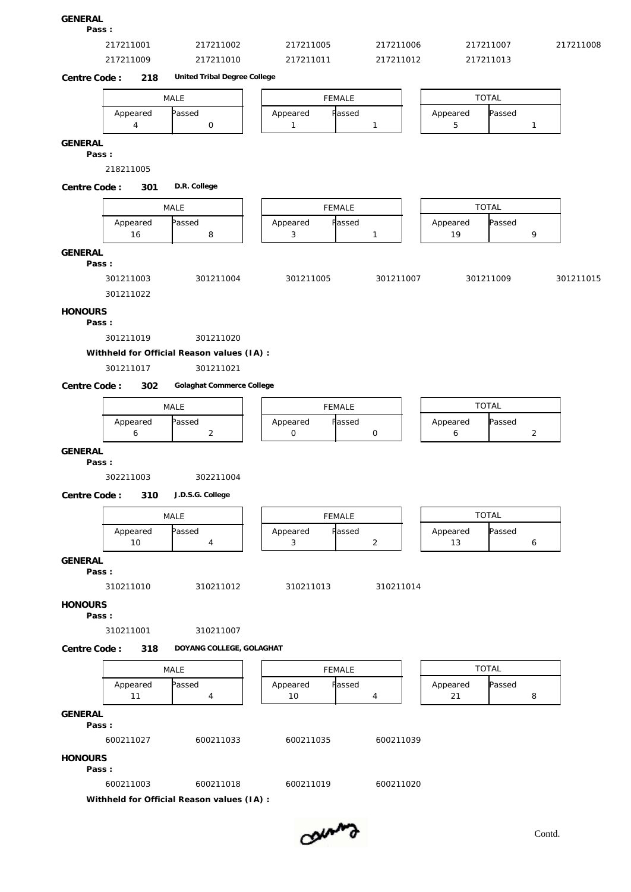**GENERAL**

**Pass :**

217211001 217211002 217211005 217211006 217211007 217211008

217211009 217211010 217211011 217211012 217211013

**Centre Code : 218** **United Tribal Degree College**

| MALE | | FEMALE | | TOTAL | |
|---|---|---|---|---|---|
| Appeared | Passed | Appeared | Passed | Appeared | Passed |
| 4 | 0 | 1 | 1 | 5 | 1 |

**GENERAL**

**Pass :**

218211005

**Centre Code : 301** **D.R. College**

| MALE | | FEMALE | | TOTAL | |
|---|---|---|---|---|---|
| Appeared | Passed | Appeared | Passed | Appeared | Passed |
| 16 | 8 | 3 | 1 | 19 | 9 |

**GENERAL**

**Pass :**

301211003 301211004 301211005 301211007 301211009 301211015

301211022

**HONOURS**

**Pass :**

301211019 301211020

**Withheld for Official Reason values (IA) :**

301211017 301211021

**Centre Code : 302** **Golaghat Commerce College**

| MALE | | FEMALE | | TOTAL | |
|---|---|---|---|---|---|
| Appeared | Passed | Appeared | Passed | Appeared | Passed |
| 6 | 2 | 0 | 0 | 6 | 2 |

**GENERAL**

**Pass :**

302211003 302211004

**Centre Code : 310** **J.D.S.G. College**

| MALE | | FEMALE | | TOTAL | |
|---|---|---|---|---|---|
| Appeared | Passed | Appeared | Passed | Appeared | Passed |
| 10 | 4 | 3 | 2 | 13 | 6 |

**GENERAL**

**Pass :**

310211010 310211012 310211013 310211014

**HONOURS**

**Pass :**

310211001 310211007

**Centre Code : 318** **DOYANG COLLEGE, GOLAGHAT**

| MALE | | FEMALE | | TOTAL | |
|---|---|---|---|---|---|
| Appeared | Passed | Appeared | Passed | Appeared | Passed |
| 11 | 4 | 10 | 4 | 21 | 8 |

**GENERAL**

**Pass :**

600211027 600211033 600211035 600211039

**HONOURS**

**Pass :**

600211003 600211018 600211019 600211020

**Withheld for Official Reason values (IA) :**

Contd.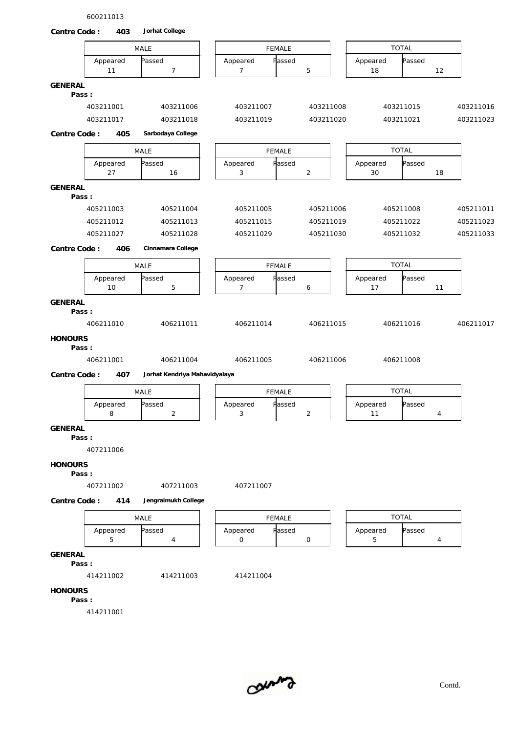600211013

**Centre Code : 403 Jorhat College**

| MALE | | FEMALE | | TOTAL | |
|---|---|---|---|---|---|
| Appeared | Passed | Appeared | Passed | Appeared | Passed |
| 11 | 7 | 7 | 5 | 18 | 12 |

**GENERAL**

**Pass :**

403211001 403211006 403211007 403211008 403211015 403211016
403211017 403211018 403211019 403211020 403211021 403211023

**Centre Code : 405 Sarbodaya College**

| MALE | | FEMALE | | TOTAL | |
|---|---|---|---|---|---|
| Appeared | Passed | Appeared | Passed | Appeared | Passed |
| 27 | 16 | 3 | 2 | 30 | 18 |

**GENERAL**

**Pass :**

405211003 405211004 405211005 405211006 405211008 405211011
405211012 405211013 405211015 405211019 405211022 405211023
405211027 405211028 405211029 405211030 405211032 405211033

**Centre Code : 406 Cinnamara College**

| MALE | | FEMALE | | TOTAL | |
|---|---|---|---|---|---|
| Appeared | Passed | Appeared | Passed | Appeared | Passed |
| 10 | 5 | 7 | 6 | 17 | 11 |

**GENERAL**

**Pass :**

406211010 406211011 406211014 406211015 406211016 406211017

**HONOURS**

**Pass :**

406211001 406211004 406211005 406211006 406211008

**Centre Code : 407 Jorhat Kendriya Mahavidyalaya**

| MALE | | FEMALE | | TOTAL | |
|---|---|---|---|---|---|
| Appeared | Passed | Appeared | Passed | Appeared | Passed |
| 8 | 2 | 3 | 2 | 11 | 4 |

**GENERAL**

**Pass :**

407211006

**HONOURS**

**Pass :**

407211002 407211003 407211007

**Centre Code : 414 Jengraimukh College**

| MALE | | FEMALE | | TOTAL | |
|---|---|---|---|---|---|
| Appeared | Passed | Appeared | Passed | Appeared | Passed |
| 5 | 4 | 0 | 0 | 5 | 4 |

**GENERAL**

**Pass :**

414211002 414211003 414211004

**HONOURS**

**Pass :**

414211001

Contd.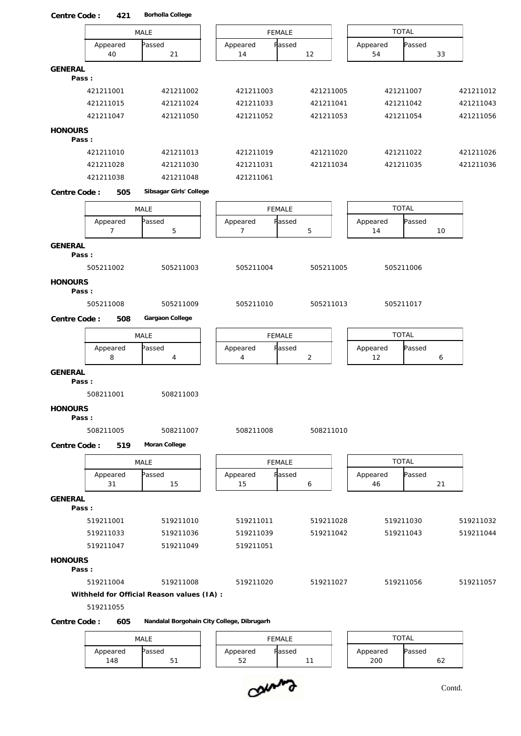**Centre Code : 421** **Borholla College**

| MALE | | FEMALE | | TOTAL | |
|---|---|---|---|---|---|
| Appeared | Passed | Appeared | Passed | Appeared | Passed |
| 40 | 21 | 14 | 12 | 54 | 33 |

**GENERAL**

**Pass :**

421211001 421211002 421211003 421211005 421211007 421211012
421211015 421211024 421211033 421211041 421211042 421211043
421211047 421211050 421211052 421211053 421211054 421211056

**HONOURS**

**Pass :**

421211010 421211013 421211019 421211020 421211022 421211026
421211028 421211030 421211031 421211034 421211035 421211036
421211038 421211048 421211061

**Centre Code : 505** **Sibsagar Girls' College**

| MALE | | FEMALE | | TOTAL | |
|---|---|---|---|---|---|
| Appeared | Passed | Appeared | Passed | Appeared | Passed |
| 7 | 5 | 7 | 5 | 14 | 10 |

**GENERAL**

**Pass :**

505211002 505211003 505211004 505211005 505211006

**HONOURS**

**Pass :**

505211008 505211009 505211010 505211013 505211017

**Centre Code : 508** **Gargaon College**

| MALE | | FEMALE | | TOTAL | |
|---|---|---|---|---|---|
| Appeared | Passed | Appeared | Passed | Appeared | Passed |
| 8 | 4 | 4 | 2 | 12 | 6 |

**GENERAL**

**Pass :**

508211001 508211003

**HONOURS**

**Pass :**

508211005 508211007 508211008 508211010

**Centre Code : 519** **Moran College**

| MALE | | FEMALE | | TOTAL | |
|---|---|---|---|---|---|
| Appeared | Passed | Appeared | Passed | Appeared | Passed |
| 31 | 15 | 15 | 6 | 46 | 21 |

**GENERAL**

**Pass :**

519211001 519211010 519211011 519211028 519211030 519211032
519211033 519211036 519211039 519211042 519211043 519211044
519211047 519211049 519211051

**HONOURS**

**Pass :**

519211004 519211008 519211020 519211027 519211056 519211057

**Withheld for Official Reason values (IA) :**

519211055

**Centre Code : 605** **Nandalal Borgohain City College, Dibrugarh**

| MALE | | FEMALE | | TOTAL | |
|---|---|---|---|---|---|
| Appeared | Passed | Appeared | Passed | Appeared | Passed |
| 148 | 51 | 52 | 11 | 200 | 62 |

Contd.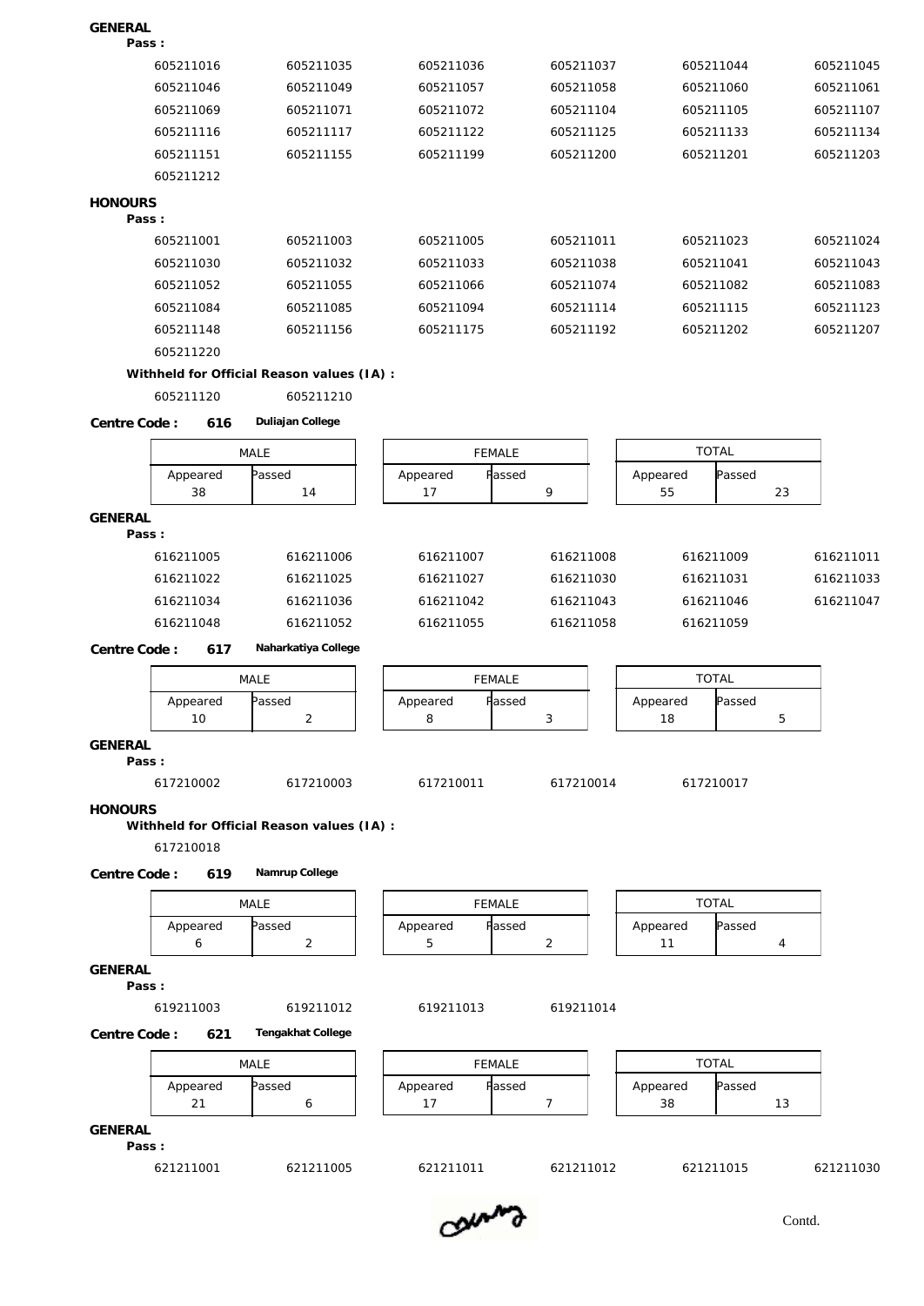**GENERAL**

**Pass :**

| | | | | | |
|---|---|---|---|---|---|
| 605211016 | 605211035 | 605211036 | 605211037 | 605211044 | 605211045 |
| 605211046 | 605211049 | 605211057 | 605211058 | 605211060 | 605211061 |
| 605211069 | 605211071 | 605211072 | 605211104 | 605211105 | 605211107 |
| 605211116 | 605211117 | 605211122 | 605211125 | 605211133 | 605211134 |
| 605211151 | 605211155 | 605211199 | 605211200 | 605211201 | 605211203 |
| 605211212 | | | | | |

**HONOURS**

**Pass :**

| | | | | | |
|---|---|---|---|---|---|
| 605211001 | 605211003 | 605211005 | 605211011 | 605211023 | 605211024 |
| 605211030 | 605211032 | 605211033 | 605211038 | 605211041 | 605211043 |
| 605211052 | 605211055 | 605211066 | 605211074 | 605211082 | 605211083 |
| 605211084 | 605211085 | 605211094 | 605211114 | 605211115 | 605211123 |
| 605211148 | 605211156 | 605211175 | 605211192 | 605211202 | 605211207 |
| 605211220 | | | | | |

**Withheld for Official Reason values (IA) :**

605211120 605211210

**Centre Code : 616** **Duliajan College**

| MALE | | FEMALE | | TOTAL | |
|---|---|---|---|---|---|
| Appeared | Passed | Appeared | Passed | Appeared | Passed |
| 38 | 14 | 17 | 9 | 55 | 23 |

**GENERAL**

**Pass :**

| | | | | | |
|---|---|---|---|---|---|
| 616211005 | 616211006 | 616211007 | 616211008 | 616211009 | 616211011 |
| 616211022 | 616211025 | 616211027 | 616211030 | 616211031 | 616211033 |
| 616211034 | 616211036 | 616211042 | 616211043 | 616211046 | 616211047 |
| 616211048 | 616211052 | 616211055 | 616211058 | 616211059 | |

**Centre Code : 617** **Naharkatiya College**

| MALE | | FEMALE | | TOTAL | |
|---|---|---|---|---|---|
| Appeared | Passed | Appeared | Passed | Appeared | Passed |
| 10 | 2 | 8 | 3 | 18 | 5 |

**GENERAL**

**Pass :**

617210002 617210003 617210011 617210014 617210017

**HONOURS**

**Withheld for Official Reason values (IA) :**

617210018

**Centre Code : 619** **Namrup College**

| MALE | | FEMALE | | TOTAL | |
|---|---|---|---|---|---|
| Appeared | Passed | Appeared | Passed | Appeared | Passed |
| 6 | 2 | 5 | 2 | 11 | 4 |

**GENERAL**

**Pass :**

619211003 619211012 619211013 619211014

**Centre Code : 621** **Tengakhat College**

| MALE | | FEMALE | | TOTAL | |
|---|---|---|---|---|---|
| Appeared | Passed | Appeared | Passed | Appeared | Passed |
| 21 | 6 | 17 | 7 | 38 | 13 |

**GENERAL**

**Pass :**

621211001 621211005 621211011 621211012 621211015 621211030

Contd.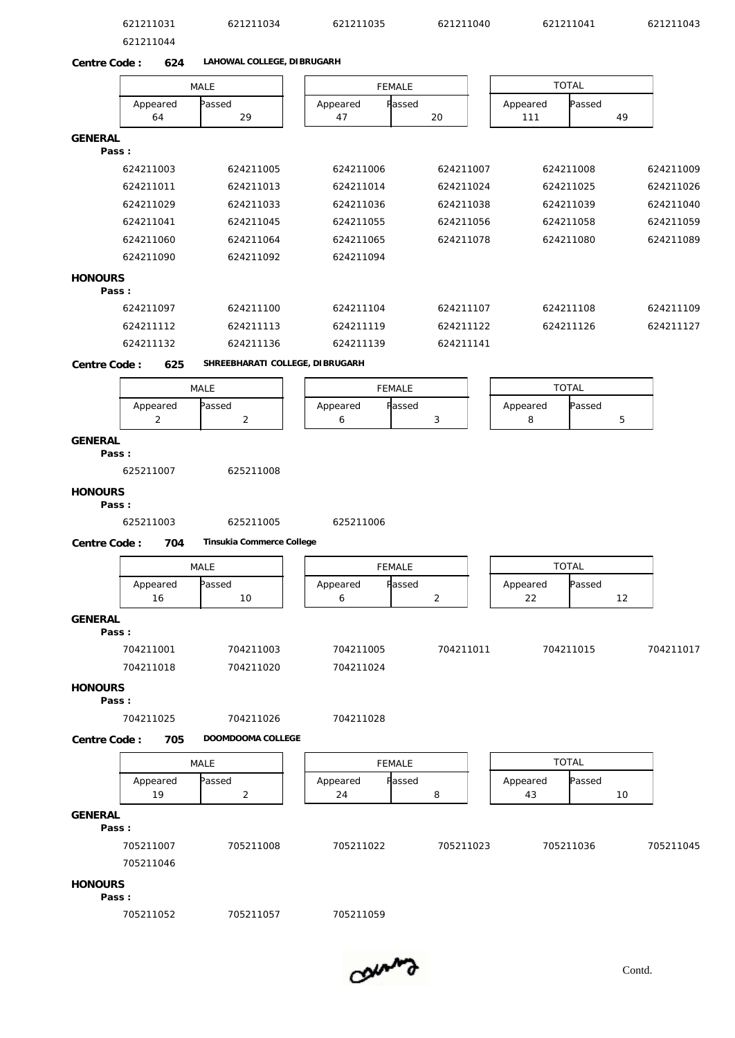621211031 621211034 621211035 621211040 621211041 621211043
621211044

**Centre Code : 624** **LAHOWAL COLLEGE, DIBRUGARH**

| MALE | | FEMALE | | TOTAL | |
|---|---|---|---|---|---|
| Appeared | Passed | Appeared | Passed | Appeared | Passed |
| 64 | 29 | 47 | 20 | 111 | 49 |

**GENERAL**

**Pass :**

624211003 624211005 624211006 624211007 624211008 624211009
624211011 624211013 624211014 624211024 624211025 624211026
624211029 624211033 624211036 624211038 624211039 624211040
624211041 624211045 624211055 624211056 624211058 624211059
624211060 624211064 624211065 624211078 624211080 624211089
624211090 624211092 624211094

**HONOURS**

**Pass :**

624211097 624211100 624211104 624211107 624211108 624211109
624211112 624211113 624211119 624211122 624211126 624211127
624211132 624211136 624211139 624211141

**Centre Code : 625** **SHREEBHARATI COLLEGE, DIBRUGARH**

| MALE | | FEMALE | | TOTAL | |
|---|---|---|---|---|---|
| Appeared | Passed | Appeared | Passed | Appeared | Passed |
| 2 | 2 | 6 | 3 | 8 | 5 |

**GENERAL**

**Pass :**

625211007 625211008

**HONOURS**

**Pass :**

625211003 625211005 625211006

**Centre Code : 704** **Tinsukia Commerce College**

| MALE | | FEMALE | | TOTAL | |
|---|---|---|---|---|---|
| Appeared | Passed | Appeared | Passed | Appeared | Passed |
| 16 | 10 | 6 | 2 | 22 | 12 |

**GENERAL**

**Pass :**

704211001 704211003 704211005 704211011 704211015 704211017
704211018 704211020 704211024

**HONOURS**

**Pass :**

704211025 704211026 704211028

**Centre Code : 705** **DOOMDOOMA COLLEGE**

| MALE | | FEMALE | | TOTAL | |
|---|---|---|---|---|---|
| Appeared | Passed | Appeared | Passed | Appeared | Passed |
| 19 | 2 | 24 | 8 | 43 | 10 |

**GENERAL**

**Pass :**

705211007 705211008 705211022 705211023 705211036 705211045
705211046

**HONOURS**

**Pass :**

705211052 705211057 705211059

Contd.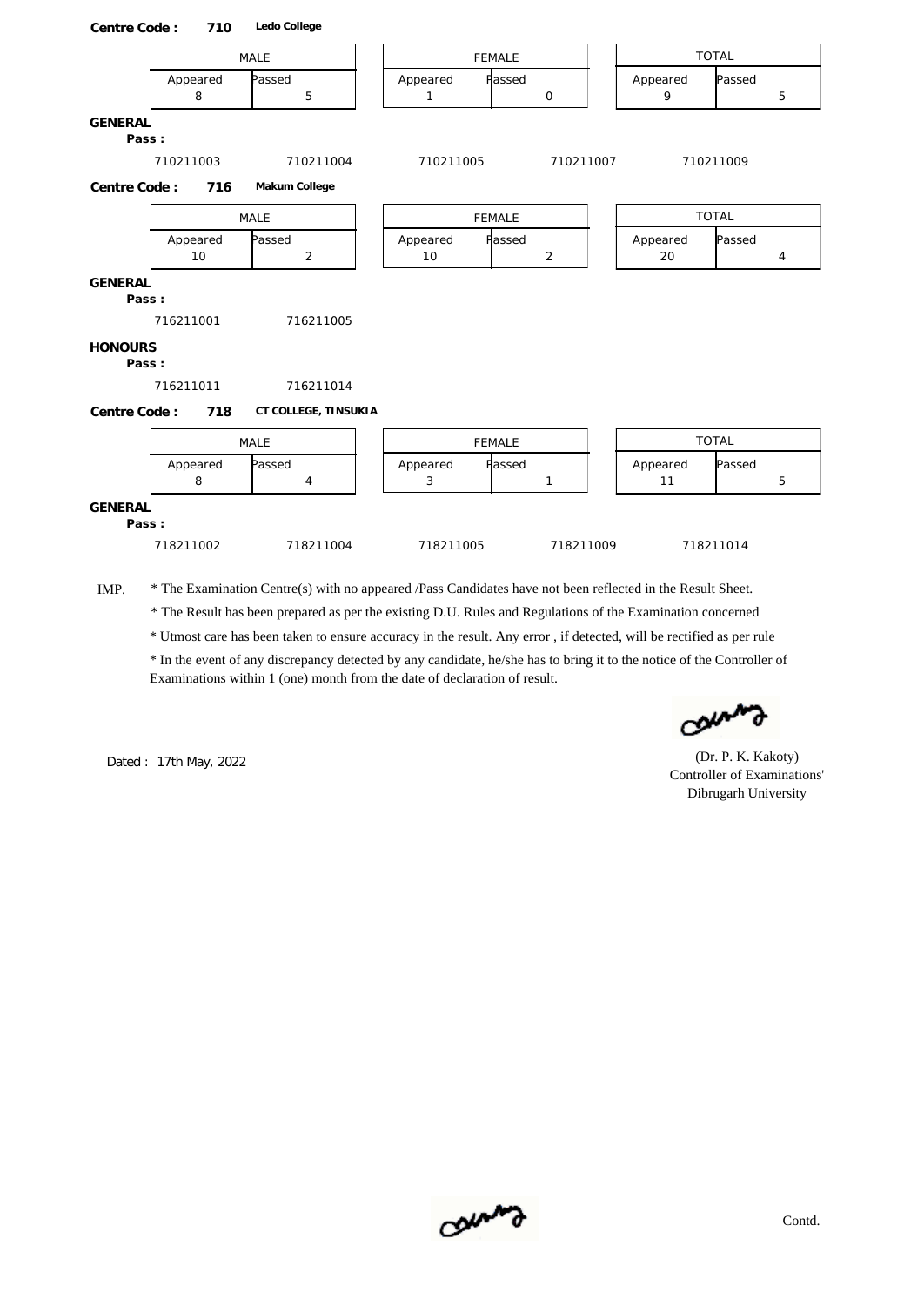**Centre Code : 710** **Ledo College**

| MALE | | FEMALE | | TOTAL | |
|---|---|---|---|---|---|
| Appeared | Passed | Appeared | Passed | Appeared | Passed |
| 8 | 5 | 1 | 0 | 9 | 5 |

**GENERAL**

**Pass :**

710211003 710211004 710211005 710211007 710211009

**Centre Code : 716** **Makum College**

| MALE | | FEMALE | | TOTAL | |
|---|---|---|---|---|---|
| Appeared | Passed | Appeared | Passed | Appeared | Passed |
| 10 | 2 | 10 | 2 | 20 | 4 |

**GENERAL**

**Pass :**

716211001 716211005

**HONOURS**

**Pass :**

716211011 716211014

**Centre Code : 718** **CT COLLEGE, TINSUKIA**

| MALE | | FEMALE | | TOTAL | |
|---|---|---|---|---|---|
| Appeared | Passed | Appeared | Passed | Appeared | Passed |
| 8 | 4 | 3 | 1 | 11 | 5 |

**GENERAL**

**Pass :**

718211002 718211004 718211005 718211009 718211014

IMP.

* The Examination Centre(s) with no appeared /Pass Candidates have not been reflected in the Result Sheet.
* The Result has been prepared as per the existing D.U. Rules and Regulations of the Examination concerned
* Utmost care has been taken to ensure accuracy in the result. Any error , if detected, will be rectified as per rule
* In the event of any discrepancy detected by any candidate, he/she has to bring it to the notice of the Controller of Examinations within 1 (one) month from the date of declaration of result.

Dated : 17th May, 2022

(Dr. P. K. Kakoty)
Controller of Examinations'
Dibrugarh University

Contd.